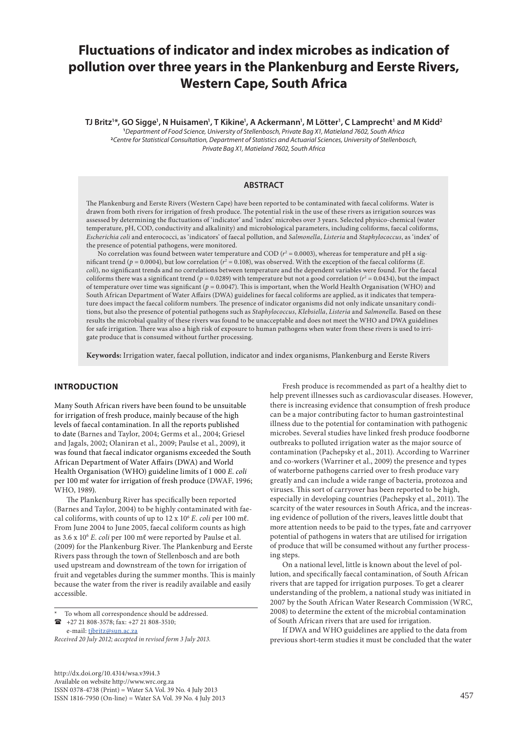# Fluctuations of indicator and index microbes as indication of pollution over three years in the Plankenburg and Eerste Rivers, Western Cape, South Africa

**TJ Britz[1]\*, GO Sigge[1], N Huisamen[1], T Kikine[1], A Ackermann[1], M Lötter[1], C Lamprecht[1] and M Kidd[2]**

[1]*Department of Food Science, University of Stellenbosch, Private Bag X1, Matieland 7602, South Africa*
[2]*Centre for Statistical Consultation, Department of Statistics and Actuarial Sciences, University of Stellenbosch, Private Bag X1, Matieland 7602, South Africa*

## ABSTRACT

The Plankenburg and Eerste Rivers (Western Cape) have been reported to be contaminated with faecal coliforms. Water is drawn from both rivers for irrigation of fresh produce. The potential risk in the use of these rivers as irrigation sources was assessed by determining the fluctuations of 'indicator' and 'index' microbes over 3 years. Selected physico-chemical (water temperature, pH, COD, conductivity and alkalinity) and microbiological parameters, including coliforms, faecal coliforms, *Escherichia coli* and enterococci, as 'indicators' of faecal pollution, and *Salmonella*, *Listeria* and *Staphylococcus*, as 'index' of the presence of potential pathogens, were monitored.

No correlation was found between water temperature and COD ($r^2 = 0.0003$), whereas for temperature and pH a significant trend ($p = 0.0004$), but low correlation ($r^2 = 0.108$), was observed. With the exception of the faecal coliforms (*E. coli*), no significant trends and no correlations between temperature and the dependent variables were found. For the faecal coliforms there was a significant trend ($p = 0.0289$) with temperature but not a good correlation ($r^2 = 0.0434$), but the impact of temperature over time was significant ($p = 0.0047$). This is important, when the World Health Organisation (WHO) and South African Department of Water Affairs (DWA) guidelines for faecal coliforms are applied, as it indicates that temperature does impact the faecal coliform numbers. The presence of indicator organisms did not only indicate unsanitary conditions, but also the presence of potential pathogens such as *Staphylococcus*, *Klebsiella*, *Listeria* and *Salmonella*. Based on these results the microbial quality of these rivers was found to be unacceptable and does not meet the WHO and DWA guidelines for safe irrigation. There was also a high risk of exposure to human pathogens when water from these rivers is used to irrigate produce that is consumed without further processing.

**Keywords:** Irrigation water, faecal pollution, indicator and index organisms, Plankenburg and Eerste Rivers

## INTRODUCTION

Many South African rivers have been found to be unsuitable for irrigation of fresh produce, mainly because of the high levels of faecal contamination. In all the reports published to date (Barnes and Taylor, 2004; Germs et al., 2004; Griesel and Jagals, 2002; Olaniran et al., 2009; Paulse et al., 2009), it was found that faecal indicator organisms exceeded the South African Department of Water Affairs (DWA) and World Health Organisation (WHO) guideline limits of 1 000 *E. coli* per 100 mℓ water for irrigation of fresh produce (DWAF, 1996; WHO, 1989).

The Plankenburg River has specifically been reported (Barnes and Taylor, 2004) to be highly contaminated with faecal coliforms, with counts of up to $12 \times 10^6$ *E. coli* per 100 mℓ. From June 2004 to June 2005, faecal coliform counts as high as $3.6 \times 10^6$ *E. coli* per 100 mℓ were reported by Paulse et al. (2009) for the Plankenburg River. The Plankenburg and Eerste Rivers pass through the town of Stellenbosch and are both used upstream and downstream of the town for irrigation of fruit and vegetables during the summer months. This is mainly because the water from the river is readily available and easily accessible.

Fresh produce is recommended as part of a healthy diet to help prevent illnesses such as cardiovascular diseases. However, there is increasing evidence that consumption of fresh produce can be a major contributing factor to human gastrointestinal illness due to the potential for contamination with pathogenic microbes. Several studies have linked fresh produce foodborne outbreaks to polluted irrigation water as the major source of contamination (Pachepsky et al., 2011). According to Warriner and co-workers (Warriner et al., 2009) the presence and types of waterborne pathogens carried over to fresh produce vary greatly and can include a wide range of bacteria, protozoa and viruses. This sort of carryover has been reported to be high, especially in developing countries (Pachepsky et al., 2011). The scarcity of the water resources in South Africa, and the increasing evidence of pollution of the rivers, leaves little doubt that more attention needs to be paid to the types, fate and carryover potential of pathogens in waters that are utilised for irrigation of produce that will be consumed without any further processing steps.

On a national level, little is known about the level of pollution, and specifically faecal contamination, of South African rivers that are tapped for irrigation purposes. To get a clearer understanding of the problem, a national study was initiated in 2007 by the South African Water Research Commission (WRC, 2008) to determine the extent of the microbial contamination of South African rivers that are used for irrigation.

If DWA and WHO guidelines are applied to the data from previous short-term studies it must be concluded that the water

\* To whom all correspondence should be addressed.
☎ +27 21 808-3578; fax: +27 21 808-3510;
e-mail: tjbritz@sun.ac.za

*Received 20 July 2012; accepted in revised form 3 July 2013.*

http://dx.doi.org/10.4314/wsa.v39i4.3
Available on website http://www.wrc.org.za
ISSN 0378-4738 (Print) = Water SA Vol. 39 No. 4 July 2013
ISSN 1816-7950 (On-line) = Water SA Vol. 39 No. 4 July 2013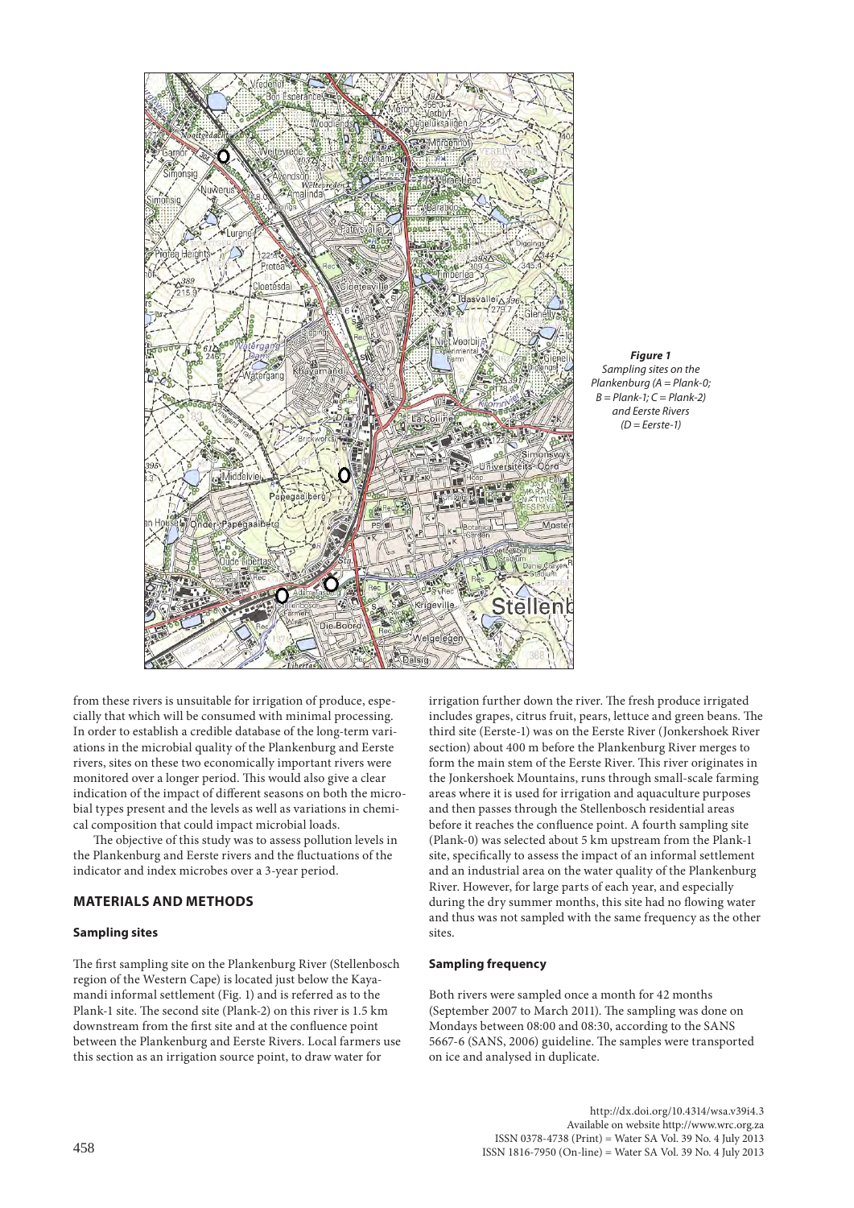*Figure 1*
*Sampling sites on the Plankenburg (A = Plank-0; B = Plank-1; C = Plank-2) and Eerste Rivers (D = Eerste-1)*

from these rivers is unsuitable for irrigation of produce, especially that which will be consumed with minimal processing. In order to establish a credible database of the long-term variations in the microbial quality of the Plankenburg and Eerste rivers, sites on these two economically important rivers were monitored over a longer period. This would also give a clear indication of the impact of different seasons on both the microbial types present and the levels as well as variations in chemical composition that could impact microbial loads.

The objective of this study was to assess pollution levels in the Plankenburg and Eerste rivers and the fluctuations of the indicator and index microbes over a 3-year period.

## MATERIALS AND METHODS

### Sampling sites

The first sampling site on the Plankenburg River (Stellenbosch region of the Western Cape) is located just below the Kayamandi informal settlement (Fig. 1) and is referred as to the Plank-1 site. The second site (Plank-2) on this river is 1.5 km downstream from the first site and at the confluence point between the Plankenburg and Eerste Rivers. Local farmers use this section as an irrigation source point, to draw water for irrigation further down the river. The fresh produce irrigated includes grapes, citrus fruit, pears, lettuce and green beans. The third site (Eerste-1) was on the Eerste River (Jonkershoek River section) about 400 m before the Plankenburg River merges to form the main stem of the Eerste River. This river originates in the Jonkershoek Mountains, runs through small-scale farming areas where it is used for irrigation and aquaculture purposes and then passes through the Stellenbosch residential areas before it reaches the confluence point. A fourth sampling site (Plank-0) was selected about 5 km upstream from the Plank-1 site, specifically to assess the impact of an informal settlement and an industrial area on the water quality of the Plankenburg River. However, for large parts of each year, and especially during the dry summer months, this site had no flowing water and thus was not sampled with the same frequency as the other sites.

### Sampling frequency

Both rivers were sampled once a month for 42 months (September 2007 to March 2011). The sampling was done on Mondays between 08:00 and 08:30, according to the SANS 5667-6 (SANS, 2006) guideline. The samples were transported on ice and analysed in duplicate.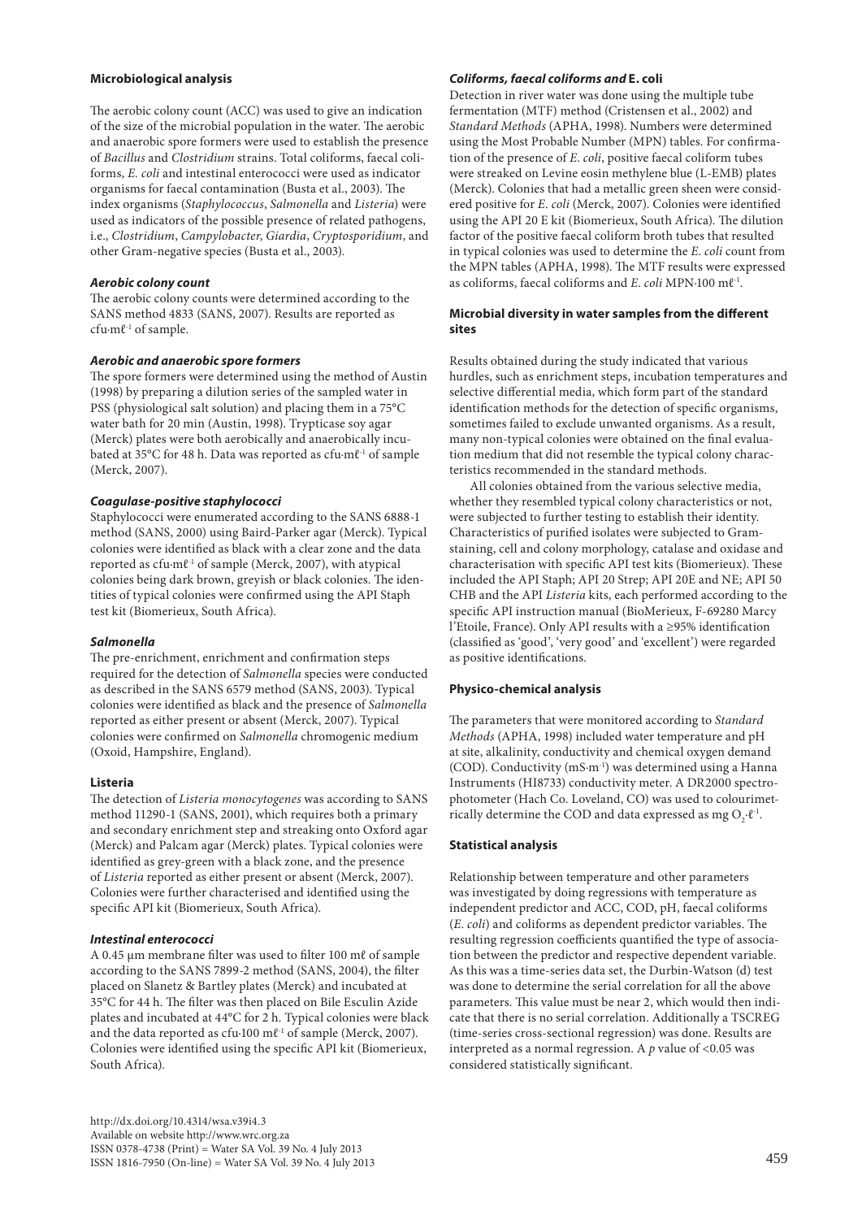### Microbiological analysis

The aerobic colony count (ACC) was used to give an indication of the size of the microbial population in the water. The aerobic and anaerobic spore formers were used to establish the presence of *Bacillus* and *Clostridium* strains. Total coliforms, faecal coliforms, *E. coli* and intestinal enterococci were used as indicator organisms for faecal contamination (Busta et al., 2003). The index organisms (*Staphylococcus*, *Salmonella* and *Listeria*) were used as indicators of the possible presence of related pathogens, i.e., *Clostridium*, *Campylobacter*, *Giardia*, *Cryptosporidium*, and other Gram-negative species (Busta et al., 2003).

#### *Aerobic colony count*

The aerobic colony counts were determined according to the SANS method 4833 (SANS, 2007). Results are reported as cfu·mℓ$^{-1}$ of sample.

#### *Aerobic and anaerobic spore formers*

The spore formers were determined using the method of Austin (1998) by preparing a dilution series of the sampled water in PSS (physiological salt solution) and placing them in a 75°C water bath for 20 min (Austin, 1998). Trypticase soy agar (Merck) plates were both aerobically and anaerobically incubated at 35°C for 48 h. Data was reported as cfu·mℓ$^{-1}$ of sample (Merck, 2007).

#### *Coagulase-positive staphylococci*

Staphylococci were enumerated according to the SANS 6888-1 method (SANS, 2000) using Baird-Parker agar (Merck). Typical colonies were identified as black with a clear zone and the data reported as cfu·mℓ$^{-1}$ of sample (Merck, 2007), with atypical colonies being dark brown, greyish or black colonies. The identities of typical colonies were confirmed using the API Staph test kit (Biomerieux, South Africa).

#### *Salmonella*

The pre-enrichment, enrichment and confirmation steps required for the detection of *Salmonella* species were conducted as described in the SANS 6579 method (SANS, 2003). Typical colonies were identified as black and the presence of *Salmonella* reported as either present or absent (Merck, 2007). Typical colonies were confirmed on *Salmonella* chromogenic medium (Oxoid, Hampshire, England).

#### Listeria

The detection of *Listeria monocytogenes* was according to SANS method 11290-1 (SANS, 2001), which requires both a primary and secondary enrichment step and streaking onto Oxford agar (Merck) and Palcam agar (Merck) plates. Typical colonies were identified as grey-green with a black zone, and the presence of *Listeria* reported as either present or absent (Merck, 2007). Colonies were further characterised and identified using the specific API kit (Biomerieux, South Africa).

#### *Intestinal enterococci*

A 0.45 µm membrane filter was used to filter 100 mℓ of sample according to the SANS 7899-2 method (SANS, 2004), the filter placed on Slanetz & Bartley plates (Merck) and incubated at 35°C for 44 h. The filter was then placed on Bile Esculin Azide plates and incubated at 44°C for 2 h. Typical colonies were black and the data reported as cfu·100 mℓ$^{-1}$ of sample (Merck, 2007). Colonies were identified using the specific API kit (Biomerieux, South Africa).

#### *Coliforms, faecal coliforms and* E. coli

Detection in river water was done using the multiple tube fermentation (MTF) method (Cristensen et al., 2002) and *Standard Methods* (APHA, 1998). Numbers were determined using the Most Probable Number (MPN) tables. For confirmation of the presence of *E. coli*, positive faecal coliform tubes were streaked on Levine eosin methylene blue (L-EMB) plates (Merck). Colonies that had a metallic green sheen were considered positive for *E. coli* (Merck, 2007). Colonies were identified using the API 20 E kit (Biomerieux, South Africa). The dilution factor of the positive faecal coliform broth tubes that resulted in typical colonies was used to determine the *E. coli* count from the MPN tables (APHA, 1998). The MTF results were expressed as coliforms, faecal coliforms and *E. coli* MPN·100 mℓ$^{-1}$.

### Microbial diversity in water samples from the different sites

Results obtained during the study indicated that various hurdles, such as enrichment steps, incubation temperatures and selective differential media, which form part of the standard identification methods for the detection of specific organisms, sometimes failed to exclude unwanted organisms. As a result, many non-typical colonies were obtained on the final evaluation medium that did not resemble the typical colony characteristics recommended in the standard methods.

All colonies obtained from the various selective media, whether they resembled typical colony characteristics or not, were subjected to further testing to establish their identity. Characteristics of purified isolates were subjected to Gram-staining, cell and colony morphology, catalase and oxidase and characterisation with specific API test kits (Biomerieux). These included the API Staph; API 20 Strep; API 20E and NE; API 50 CHB and the API *Listeria* kits, each performed according to the specific API instruction manual (BioMerieux, F-69280 Marcy l'Etoile, France). Only API results with a ≥95% identification (classified as 'good', 'very good' and 'excellent') were regarded as positive identifications.

### Physico-chemical analysis

The parameters that were monitored according to *Standard Methods* (APHA, 1998) included water temperature and pH at site, alkalinity, conductivity and chemical oxygen demand (COD). Conductivity (mS·m$^{-1}$) was determined using a Hanna Instruments (HI8733) conductivity meter. A DR2000 spectrophotometer (Hach Co. Loveland, CO) was used to colourimetrically determine the COD and data expressed as mg $O_2$·ℓ$^{-1}$.

### Statistical analysis

Relationship between temperature and other parameters was investigated by doing regressions with temperature as independent predictor and ACC, COD, pH, faecal coliforms (*E. coli*) and coliforms as dependent predictor variables. The resulting regression coefficients quantified the type of association between the predictor and respective dependent variable. As this was a time-series data set, the Durbin-Watson (d) test was done to determine the serial correlation for all the above parameters. This value must be near 2, which would then indicate that there is no serial correlation. Additionally a TSCREG (time-series cross-sectional regression) was done. Results are interpreted as a normal regression. A $p$ value of <0.05 was considered statistically significant.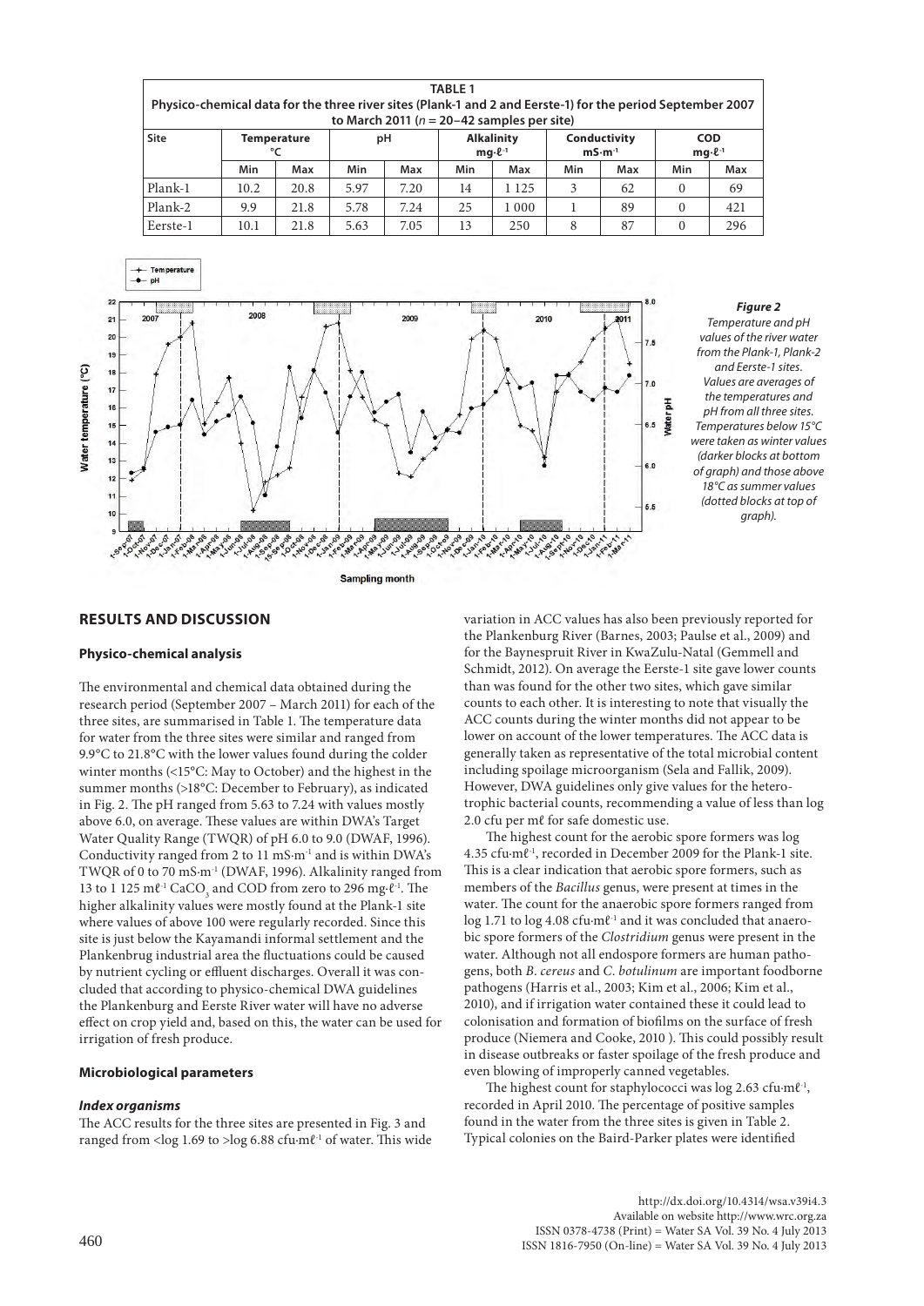**TABLE 1**
**Physico-chemical data for the three river sites (Plank-1 and 2 and Eerste-1) for the period September 2007 to March 2011 ($n$ = 20–42 samples per site)**

| Site | Temperature °C | | pH | | Alkalinity mg·ℓ⁻¹ | | Conductivity mS·m⁻¹ | | COD mg·ℓ⁻¹ | |
|---|---|---|---|---|---|---|---|---|---|---|
| | Min | Max | Min | Max | Min | Max | Min | Max | Min | Max |
| Plank-1 | 10.2 | 20.8 | 5.97 | 7.20 | 14 | 1 125 | 3 | 62 | 0 | 69 |
| Plank-2 | 9.9 | 21.8 | 5.78 | 7.24 | 25 | 1 000 | 1 | 89 | 0 | 421 |
| Eerste-1 | 10.1 | 21.8 | 5.63 | 7.05 | 13 | 250 | 8 | 87 | 0 | 296 |

***Figure 2***
*Temperature and pH values of the river water from the Plank-1, Plank-2 and Eerste-1 sites. Values are averages of the temperatures and pH from all three sites. Temperatures below 15°C were taken as winter values (darker blocks at bottom of graph) and those above 18°C as summer values (dotted blocks at top of graph).*

## RESULTS AND DISCUSSION

### Physico-chemical analysis

The environmental and chemical data obtained during the research period (September 2007 – March 2011) for each of the three sites, are summarised in Table 1. The temperature data for water from the three sites were similar and ranged from 9.9°C to 21.8°C with the lower values found during the colder winter months (<15°C: May to October) and the highest in the summer months (>18°C: December to February), as indicated in Fig. 2. The pH ranged from 5.63 to 7.24 with values mostly above 6.0, on average. These values are within DWA's Target Water Quality Range (TWQR) of pH 6.0 to 9.0 (DWAF, 1996). Conductivity ranged from 2 to 11 mS·m⁻¹ and is within DWA's TWQR of 0 to 70 mS·m⁻¹ (DWAF, 1996). Alkalinity ranged from 13 to 1 125 mℓ⁻¹ $CaCO_3$ and COD from zero to 296 mg·ℓ⁻¹. The higher alkalinity values were mostly found at the Plank-1 site where values of above 100 were regularly recorded. Since this site is just below the Kayamandi informal settlement and the Plankenbrug industrial area the fluctuations could be caused by nutrient cycling or effluent discharges. Overall it was concluded that according to physico-chemical DWA guidelines the Plankenburg and Eerste River water will have no adverse effect on crop yield and, based on this, the water can be used for irrigation of fresh produce.

### Microbiological parameters

#### *Index organisms*

The ACC results for the three sites are presented in Fig. 3 and ranged from <log 1.69 to >log 6.88 cfu·mℓ⁻¹ of water. This wide variation in ACC values has also been previously reported for the Plankenburg River (Barnes, 2003; Paulse et al., 2009) and for the Baynespruit River in KwaZulu-Natal (Gemmell and Schmidt, 2012). On average the Eerste-1 site gave lower counts than was found for the other two sites, which gave similar counts to each other. It is interesting to note that visually the ACC counts during the winter months did not appear to be lower on account of the lower temperatures. The ACC data is generally taken as representative of the total microbial content including spoilage microorganism (Sela and Fallik, 2009). However, DWA guidelines only give values for the heterotrophic bacterial counts, recommending a value of less than log 2.0 cfu per mℓ for safe domestic use.

The highest count for the aerobic spore formers was log 4.35 cfu·mℓ⁻¹, recorded in December 2009 for the Plank-1 site. This is a clear indication that aerobic spore formers, such as members of the *Bacillus* genus, were present at times in the water. The count for the anaerobic spore formers ranged from log 1.71 to log 4.08 cfu·mℓ⁻¹ and it was concluded that anaerobic spore formers of the *Clostridium* genus were present in the water. Although not all endospore formers are human pathogens, both *B. cereus* and *C. botulinum* are important foodborne pathogens (Harris et al., 2003; Kim et al., 2006; Kim et al., 2010), and if irrigation water contained these it could lead to colonisation and formation of biofilms on the surface of fresh produce (Niemera and Cooke, 2010 ). This could possibly result in disease outbreaks or faster spoilage of the fresh produce and even blowing of improperly canned vegetables.

The highest count for staphylococci was log 2.63 cfu·mℓ⁻¹, recorded in April 2010. The percentage of positive samples found in the water from the three sites is given in Table 2. Typical colonies on the Baird-Parker plates were identified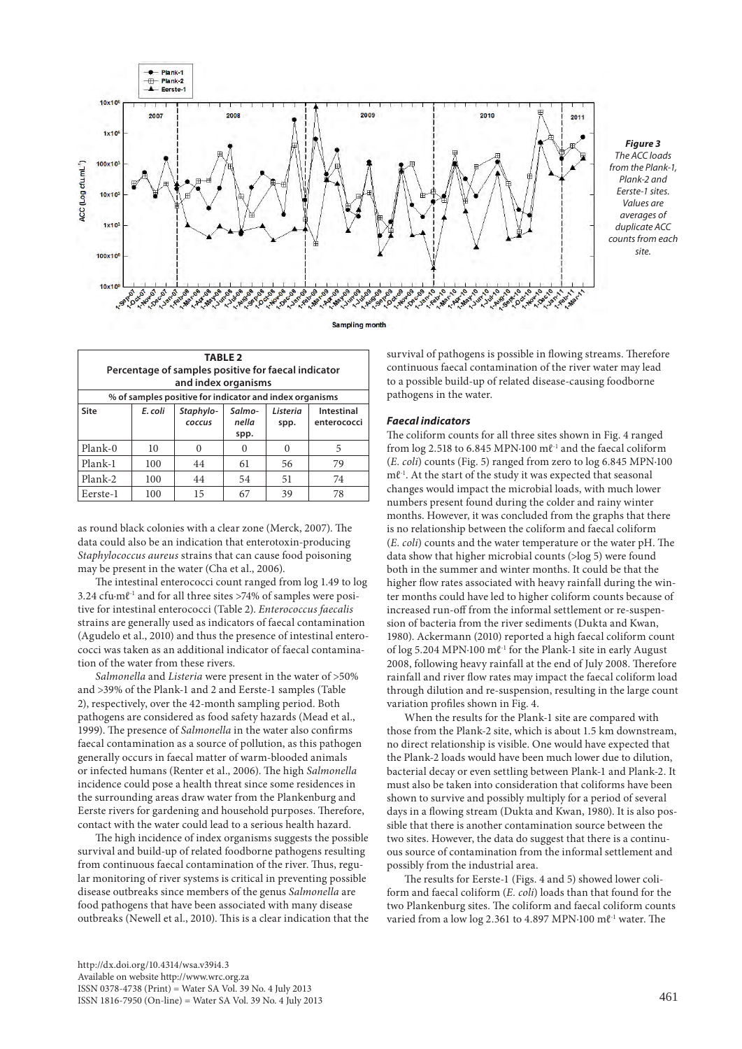*Figure 3*
*The ACC loads from the Plank-1, Plank-2 and Eerste-1 sites. Values are averages of duplicate ACC counts from each site.*

| **TABLE 2** Percentage of samples positive for faecal indicator and index organisms | | | | | |
|---|---|---|---|---|---|
| **% of samples positive for indicator and index organisms** | | | | | |
| **Site** | ***E. coli*** | ***Staphylococcus*** | ***Salmonella* spp.** | ***Listeria* spp.** | **Intestinal enterococci** |
| Plank-0 | 10 | 0 | 0 | 0 | 5 |
| Plank-1 | 100 | 44 | 61 | 56 | 79 |
| Plank-2 | 100 | 44 | 54 | 51 | 74 |
| Eerste-1 | 100 | 15 | 67 | 39 | 78 |

as round black colonies with a clear zone (Merck, 2007). The data could also be an indication that enterotoxin-producing *Staphylococcus aureus* strains that can cause food poisoning may be present in the water (Cha et al., 2006).

The intestinal enterococci count ranged from log 1.49 to log 3.24 cfu·mℓ$^{-1}$ and for all three sites >74% of samples were positive for intestinal enterococci (Table 2). *Enterococcus faecalis* strains are generally used as indicators of faecal contamination (Agudelo et al., 2010) and thus the presence of intestinal enterococci was taken as an additional indicator of faecal contamination of the water from these rivers.

*Salmonella* and *Listeria* were present in the water of >50% and >39% of the Plank-1 and 2 and Eerste-1 samples (Table 2), respectively, over the 42-month sampling period. Both pathogens are considered as food safety hazards (Mead et al., 1999). The presence of *Salmonella* in the water also confirms faecal contamination as a source of pollution, as this pathogen generally occurs in faecal matter of warm-blooded animals or infected humans (Renter et al., 2006). The high *Salmonella* incidence could pose a health threat since some residences in the surrounding areas draw water from the Plankenburg and Eerste rivers for gardening and household purposes. Therefore, contact with the water could lead to a serious health hazard.

The high incidence of index organisms suggests the possible survival and build-up of related foodborne pathogens resulting from continuous faecal contamination of the river. Thus, regular monitoring of river systems is critical in preventing possible disease outbreaks since members of the genus *Salmonella* are food pathogens that have been associated with many disease outbreaks (Newell et al., 2010). This is a clear indication that the survival of pathogens is possible in flowing streams. Therefore continuous faecal contamination of the river water may lead to a possible build-up of related disease-causing foodborne pathogens in the water.

### *Faecal indicators*

The coliform counts for all three sites shown in Fig. 4 ranged from log 2.518 to 6.845 MPN·100 mℓ$^{-1}$ and the faecal coliform (*E. coli*) counts (Fig. 5) ranged from zero to log 6.845 MPN·100 mℓ$^{-1}$. At the start of the study it was expected that seasonal changes would impact the microbial loads, with much lower numbers present found during the colder and rainy winter months. However, it was concluded from the graphs that there is no relationship between the coliform and faecal coliform (*E. coli*) counts and the water temperature or the water pH. The data show that higher microbial counts (>log 5) were found both in the summer and winter months. It could be that the higher flow rates associated with heavy rainfall during the winter months could have led to higher coliform counts because of increased run-off from the informal settlement or re-suspension of bacteria from the river sediments (Dukta and Kwan, 1980). Ackermann (2010) reported a high faecal coliform count of log 5.204 MPN·100 mℓ$^{-1}$ for the Plank-1 site in early August 2008, following heavy rainfall at the end of July 2008. Therefore rainfall and river flow rates may impact the faecal coliform load through dilution and re-suspension, resulting in the large count variation profiles shown in Fig. 4.

When the results for the Plank-1 site are compared with those from the Plank-2 site, which is about 1.5 km downstream, no direct relationship is visible. One would have expected that the Plank-2 loads would have been much lower due to dilution, bacterial decay or even settling between Plank-1 and Plank-2. It must also be taken into consideration that coliforms have been shown to survive and possibly multiply for a period of several days in a flowing stream (Dukta and Kwan, 1980). It is also possible that there is another contamination source between the two sites. However, the data do suggest that there is a continuous source of contamination from the informal settlement and possibly from the industrial area.

The results for Eerste-1 (Figs. 4 and 5) showed lower coliform and faecal coliform (*E. coli*) loads than that found for the two Plankenburg sites. The coliform and faecal coliform counts varied from a low log 2.361 to 4.897 MPN·100 mℓ$^{-1}$ water. The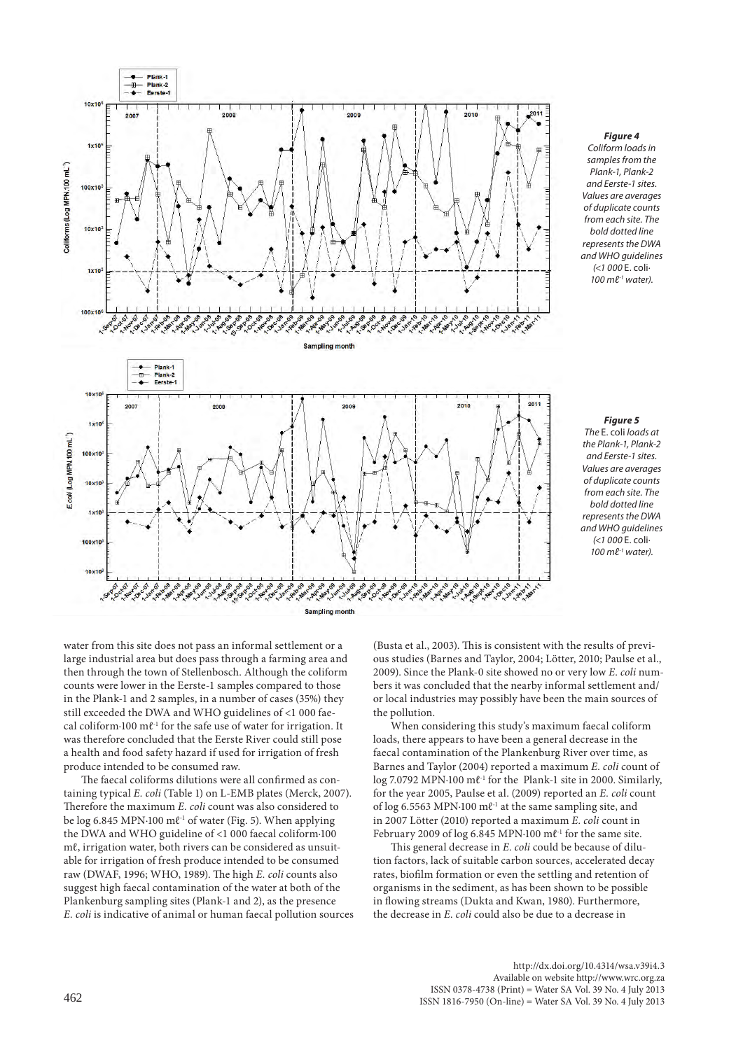*Figure 4*
*Coliform loads in samples from the Plank-1, Plank-2 and Eerste-1 sites. Values are averages of duplicate counts from each site. The bold dotted line represents the DWA and WHO guidelines (<1 000* E. coli*·100 mℓ$^{-1}$ water).*

*Figure 5*
*The* E. coli *loads at the Plank-1, Plank-2 and Eerste-1 sites. Values are averages of duplicate counts from each site. The bold dotted line represents the DWA and WHO guidelines (<1 000* E. coli*·100 mℓ$^{-1}$ water).*

water from this site does not pass an informal settlement or a large industrial area but does pass through a farming area and then through the town of Stellenbosch. Although the coliform counts were lower in the Eerste-1 samples compared to those in the Plank-1 and 2 samples, in a number of cases (35%) they still exceeded the DWA and WHO guidelines of <1 000 faecal coliform·100 mℓ$^{-1}$ for the safe use of water for irrigation. It was therefore concluded that the Eerste River could still pose a health and food safety hazard if used for irrigation of fresh produce intended to be consumed raw.

The faecal coliforms dilutions were all confirmed as containing typical *E. coli* (Table 1) on L-EMB plates (Merck, 2007). Therefore the maximum *E. coli* count was also considered to be log 6.845 MPN·100 mℓ$^{-1}$ of water (Fig. 5). When applying the DWA and WHO guideline of <1 000 faecal coliform·100 mℓ, irrigation water, both rivers can be considered as unsuitable for irrigation of fresh produce intended to be consumed raw (DWAF, 1996; WHO, 1989). The high *E. coli* counts also suggest high faecal contamination of the water at both of the Plankenburg sampling sites (Plank-1 and 2), as the presence *E. coli* is indicative of animal or human faecal pollution sources (Busta et al., 2003). This is consistent with the results of previous studies (Barnes and Taylor, 2004; Lötter, 2010; Paulse et al., 2009). Since the Plank-0 site showed no or very low *E. coli* numbers it was concluded that the nearby informal settlement and/or local industries may possibly have been the main sources of the pollution.

When considering this study's maximum faecal coliform loads, there appears to have been a general decrease in the faecal contamination of the Plankenburg River over time, as Barnes and Taylor (2004) reported a maximum *E. coli* count of log 7.0792 MPN·100 mℓ$^{-1}$ for the Plank-1 site in 2000. Similarly, for the year 2005, Paulse et al. (2009) reported an *E. coli* count of log 6.5563 MPN·100 mℓ$^{-1}$ at the same sampling site, and in 2007 Lötter (2010) reported a maximum *E. coli* count in February 2009 of log 6.845 MPN·100 mℓ$^{-1}$ for the same site.

This general decrease in *E. coli* could be because of dilution factors, lack of suitable carbon sources, accelerated decay rates, biofilm formation or even the settling and retention of organisms in the sediment, as has been shown to be possible in flowing streams (Dukta and Kwan, 1980). Furthermore, the decrease in *E. coli* could also be due to a decrease in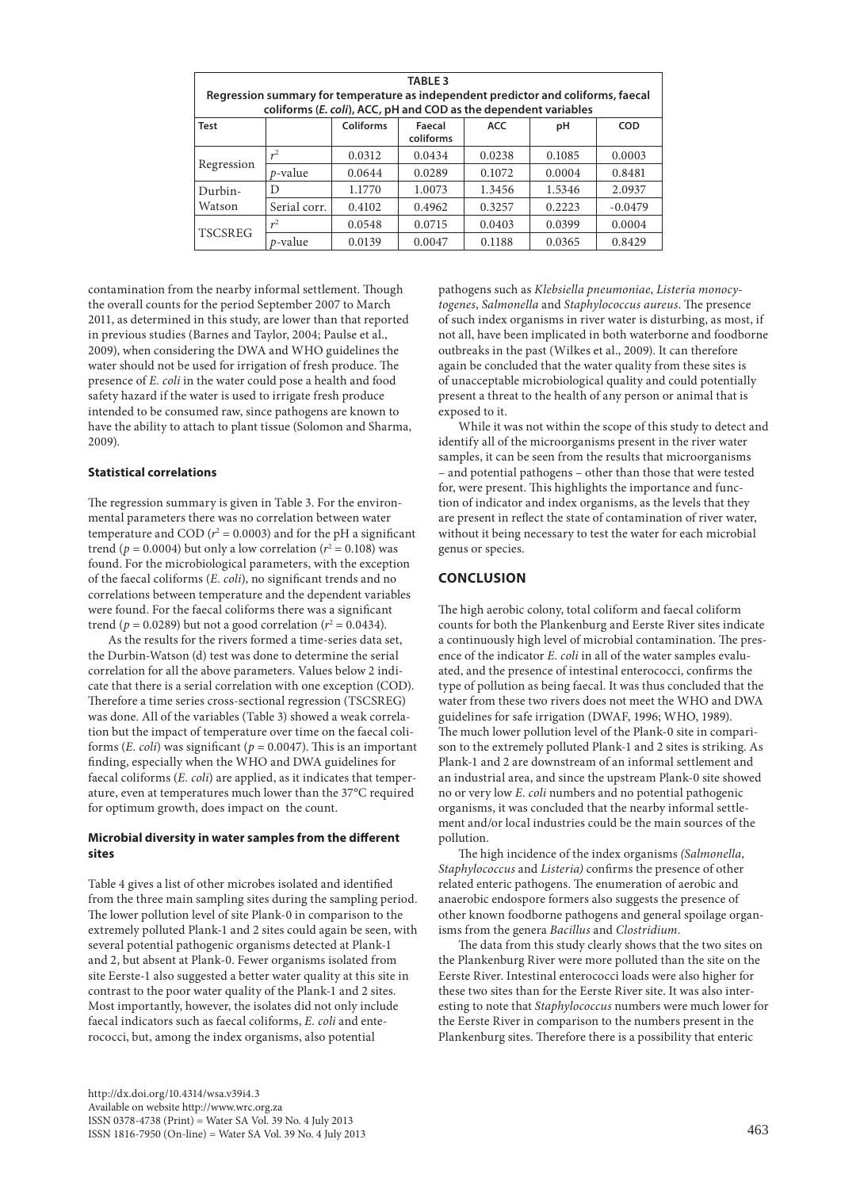| TABLE 3 Regression summary for temperature as independent predictor and coliforms, faecal coliforms (*E. coli*), ACC, pH and COD as the dependent variables | | | | | | |
|---|---|---|---|---|---|---|
| Test | | Coliforms | Faecal coliforms | ACC | pH | COD |
| Regression | $r^2$ | 0.0312 | 0.0434 | 0.0238 | 0.1085 | 0.0003 |
| | *p*-value | 0.0644 | 0.0289 | 0.1072 | 0.0004 | 0.8481 |
| Durbin-Watson | D | 1.1770 | 1.0073 | 1.3456 | 1.5346 | 2.0937 |
| | Serial corr. | 0.4102 | 0.4962 | 0.3257 | 0.2223 | -0.0479 |
| TSCSREG | $r^2$ | 0.0548 | 0.0715 | 0.0403 | 0.0399 | 0.0004 |
| | *p*-value | 0.0139 | 0.0047 | 0.1188 | 0.0365 | 0.8429 |

contamination from the nearby informal settlement. Though the overall counts for the period September 2007 to March 2011, as determined in this study, are lower than that reported in previous studies (Barnes and Taylor, 2004; Paulse et al., 2009), when considering the DWA and WHO guidelines the water should not be used for irrigation of fresh produce. The presence of *E. coli* in the water could pose a health and food safety hazard if the water is used to irrigate fresh produce intended to be consumed raw, since pathogens are known to have the ability to attach to plant tissue (Solomon and Sharma, 2009).

### Statistical correlations

The regression summary is given in Table 3. For the environmental parameters there was no correlation between water temperature and COD ($r^2 = 0.0003$) and for the pH a significant trend ($p = 0.0004$) but only a low correlation ($r^2 = 0.108$) was found. For the microbiological parameters, with the exception of the faecal coliforms (*E. coli*), no significant trends and no correlations between temperature and the dependent variables were found. For the faecal coliforms there was a significant trend ($p = 0.0289$) but not a good correlation ($r^2 = 0.0434$).

As the results for the rivers formed a time-series data set, the Durbin-Watson (d) test was done to determine the serial correlation for all the above parameters. Values below 2 indicate that there is a serial correlation with one exception (COD). Therefore a time series cross-sectional regression (TSCSREG) was done. All of the variables (Table 3) showed a weak correlation but the impact of temperature over time on the faecal coliforms (*E. coli*) was significant ($p = 0.0047$). This is an important finding, especially when the WHO and DWA guidelines for faecal coliforms (*E. coli*) are applied, as it indicates that temperature, even at temperatures much lower than the 37°C required for optimum growth, does impact on the count.

### Microbial diversity in water samples from the different sites

Table 4 gives a list of other microbes isolated and identified from the three main sampling sites during the sampling period. The lower pollution level of site Plank-0 in comparison to the extremely polluted Plank-1 and 2 sites could again be seen, with several potential pathogenic organisms detected at Plank-1 and 2, but absent at Plank-0. Fewer organisms isolated from site Eerste-1 also suggested a better water quality at this site in contrast to the poor water quality of the Plank-1 and 2 sites. Most importantly, however, the isolates did not only include faecal indicators such as faecal coliforms, *E. coli* and enterococci, but, among the index organisms, also potential pathogens such as *Klebsiella pneumoniae*, *Listeria monocytogenes*, *Salmonella* and *Staphylococcus aureus*. The presence of such index organisms in river water is disturbing, as most, if not all, have been implicated in both waterborne and foodborne outbreaks in the past (Wilkes et al., 2009). It can therefore again be concluded that the water quality from these sites is of unacceptable microbiological quality and could potentially present a threat to the health of any person or animal that is exposed to it.

While it was not within the scope of this study to detect and identify all of the microorganisms present in the river water samples, it can be seen from the results that microorganisms – and potential pathogens – other than those that were tested for, were present. This highlights the importance and function of indicator and index organisms, as the levels that they are present in reflect the state of contamination of river water, without it being necessary to test the water for each microbial genus or species.

## CONCLUSION

The high aerobic colony, total coliform and faecal coliform counts for both the Plankenburg and Eerste River sites indicate a continuously high level of microbial contamination. The presence of the indicator *E. coli* in all of the water samples evaluated, and the presence of intestinal enterococci, confirms the type of pollution as being faecal. It was thus concluded that the water from these two rivers does not meet the WHO and DWA guidelines for safe irrigation (DWAF, 1996; WHO, 1989). The much lower pollution level of the Plank-0 site in comparison to the extremely polluted Plank-1 and 2 sites is striking. As Plank-1 and 2 are downstream of an informal settlement and an industrial area, and since the upstream Plank-0 site showed no or very low *E. coli* numbers and no potential pathogenic organisms, it was concluded that the nearby informal settlement and/or local industries could be the main sources of the pollution.

The high incidence of the index organisms *(Salmonella, Staphylococcus* and *Listeria)* confirms the presence of other related enteric pathogens. The enumeration of aerobic and anaerobic endospore formers also suggests the presence of other known foodborne pathogens and general spoilage organisms from the genera *Bacillus* and *Clostridium*.

The data from this study clearly shows that the two sites on the Plankenburg River were more polluted than the site on the Eerste River. Intestinal enterococci loads were also higher for these two sites than for the Eerste River site. It was also interesting to note that *Staphylococcus* numbers were much lower for the Eerste River in comparison to the numbers present in the Plankenburg sites. Therefore there is a possibility that enteric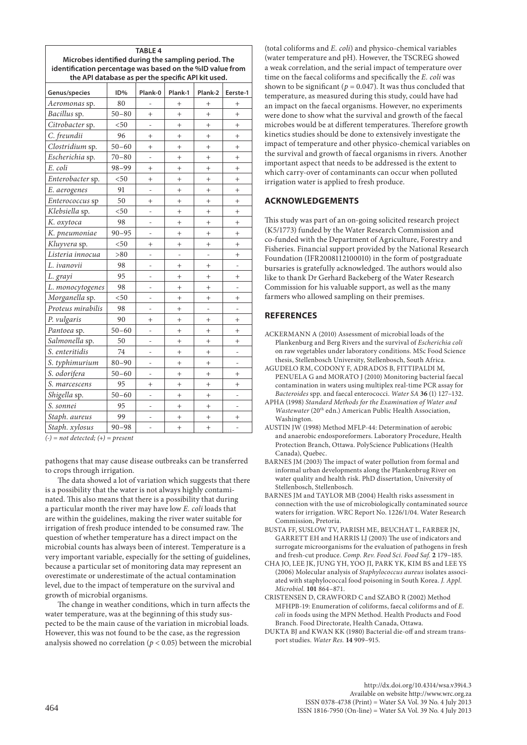**TABLE 4**
**Microbes identified during the sampling period. The identification percentage was based on the %ID value from the API database as per the specific API kit used.**

| Genus/species | ID% | Plank-0 | Plank-1 | Plank-2 | Eerste-1 |
|---|---|---|---|---|---|
| *Aeromonas* sp. | 80 | - | + | + | + |
| *Bacillus* sp. | 50–80 | + | + | + | + |
| *Citrobacter* sp. | <50 | - | + | + | + |
| *C. freundii* | 96 | + | + | + | + |
| *Clostridium* sp. | 50–60 | + | + | + | + |
| *Escherichia* sp. | 70–80 | - | + | + | + |
| *E. coli* | 98–99 | + | + | + | + |
| *Enterobacter* sp. | <50 | + | + | + | + |
| *E. aerogenes* | 91 | - | + | + | + |
| *Enterococcus* sp | 50 | + | + | + | + |
| *Klebsiella* sp. | <50 | - | + | + | + |
| *K. oxytoca* | 98 | - | + | + | + |
| *K. pneumoniae* | 90–95 | - | + | + | + |
| *Kluyvera* sp. | <50 | + | + | + | + |
| *Listeria innocua* | >80 | - | - | - | + |
| *L. ivanovii* | 98 | - | + | + | - |
| *L. grayi* | 95 | - | + | + | + |
| *L. monocytogenes* | 98 | - | + | + | - |
| *Morganella* sp. | <50 | - | + | + | + |
| *Proteus mirabilis* | 98 | - | + | - | - |
| *P. vulgaris* | 90 | + | + | + | + |
| *Pantoea* sp. | 50–60 | - | + | + | + |
| *Salmonella* sp. | 50 | - | + | + | + |
| *S. enteritidis* | 74 | - | + | + | - |
| *S. typhimurium* | 80–90 | - | + | + | - |
| *S. odorifera* | 50–60 | - | + | + | + |
| *S. marcescens* | 95 | + | + | + | + |
| *Shigella* sp. | 50–60 | - | + | + | - |
| *S. sonnei* | 95 | - | + | + | - |
| *Staph. aureus* | 99 | - | + | + | + |
| *Staph. xylosus* | 90–98 | - | + | + | - |

*(-) = not detected; (+) = present*

pathogens that may cause disease outbreaks can be transferred to crops through irrigation.

The data showed a lot of variation which suggests that there is a possibility that the water is not always highly contaminated. This also means that there is a possibility that during a particular month the river may have low *E. coli* loads that are within the guidelines, making the river water suitable for irrigation of fresh produce intended to be consumed raw. The question of whether temperature has a direct impact on the microbial counts has always been of interest. Temperature is a very important variable, especially for the setting of guidelines, because a particular set of monitoring data may represent an overestimate or underestimate of the actual contamination level, due to the impact of temperature on the survival and growth of microbial organisms.

The change in weather conditions, which in turn affects the water temperature, was at the beginning of this study suspected to be the main cause of the variation in microbial loads. However, this was not found to be the case, as the regression analysis showed no correlation ($p < 0.05$) between the microbial (total coliforms and *E. coli*) and physico-chemical variables (water temperature and pH). However, the TSCREG showed a weak correlation, and the serial impact of temperature over time on the faecal coliforms and specifically the *E. coli* was shown to be significant ($p = 0.047$). It was thus concluded that temperature, as measured during this study, could have had an impact on the faecal organisms. However, no experiments were done to show what the survival and growth of the faecal microbes would be at different temperatures. Therefore growth kinetics studies should be done to extensively investigate the impact of temperature and other physico-chemical variables on the survival and growth of faecal organisms in rivers. Another important aspect that needs to be addressed is the extent to which carry-over of contaminants can occur when polluted irrigation water is applied to fresh produce.

## ACKNOWLEDGEMENTS

This study was part of an on-going solicited research project (K5/1773) funded by the Water Research Commission and co-funded with the Department of Agriculture, Forestry and Fisheries. Financial support provided by the National Research Foundation (IFR2008112100010) in the form of postgraduate bursaries is gratefully acknowledged. The authors would also like to thank Dr Gerhard Backeberg of the Water Research Commission for his valuable support, as well as the many farmers who allowed sampling on their premises.

## REFERENCES

ACKERMANN A (2010) Assessment of microbial loads of the Plankenburg and Berg Rivers and the survival of *Escherichia coli* on raw vegetables under laboratory conditions. MSc Food Science thesis, Stellenbosch University, Stellenbosch, South Africa.

AGUDELO RM, CODONY F, ADRADOS B, FITTIPALDI M, PENUELA G and MORATO J (2010) Monitoring bacterial faecal contamination in waters using multiplex real-time PCR assay for *Bacteroides* spp. and faecal enterococci. *Water SA* **36** (1) 127–132.

APHA (1998) *Standard Methods for the Examination of Water and Wastewater* (20th edn.) American Public Health Association, Washington.

AUSTIN JW (1998) Method MFLP-44: Determination of aerobic and anaerobic endosporeformers. Laboratory Procedure, Health Protection Branch, Ottawa. PolyScience Publications (Health Canada), Quebec.

BARNES JM (2003) The impact of water pollution from formal and informal urban developments along the Plankenbrug River on water quality and health risk. PhD dissertation, University of Stellenbosch, Stellenbosch.

BARNES JM and TAYLOR MB (2004) Health risks assessment in connection with the use of microbiologically contaminated source waters for irrigation. WRC Report No. 1226/1/04. Water Research Commission, Pretoria.

BUSTA FF, SUSLOW TV, PARISH ME, BEUCHAT L, FARBER JN, GARRETT EH and HARRIS LJ (2003) The use of indicators and surrogate microorganisms for the evaluation of pathogens in fresh and fresh-cut produce. *Comp. Rev. Food Sci. Food Saf.* **2** 179–185.

CHA JO, LEE JK, JUNG YH, YOO JI, PARK YK, KIM BS and LEE YS (2006) Molecular analysis of *Staphylococcus aureus* isolates associated with staphylococcal food poisoning in South Korea. *J. Appl. Microbiol.* **101** 864–871.

CRISTENSEN D, CRAWFORD C and SZABO R (2002) Method MFHPB-19: Enumeration of coliforms, faecal coliforms and of *E. coli* in foods using the MPN Method. Health Products and Food Branch. Food Directorate, Health Canada, Ottawa.

DUKTA BJ and KWAN KK (1980) Bacterial die-off and stream transport studies. *Water Res.* **14** 909–915.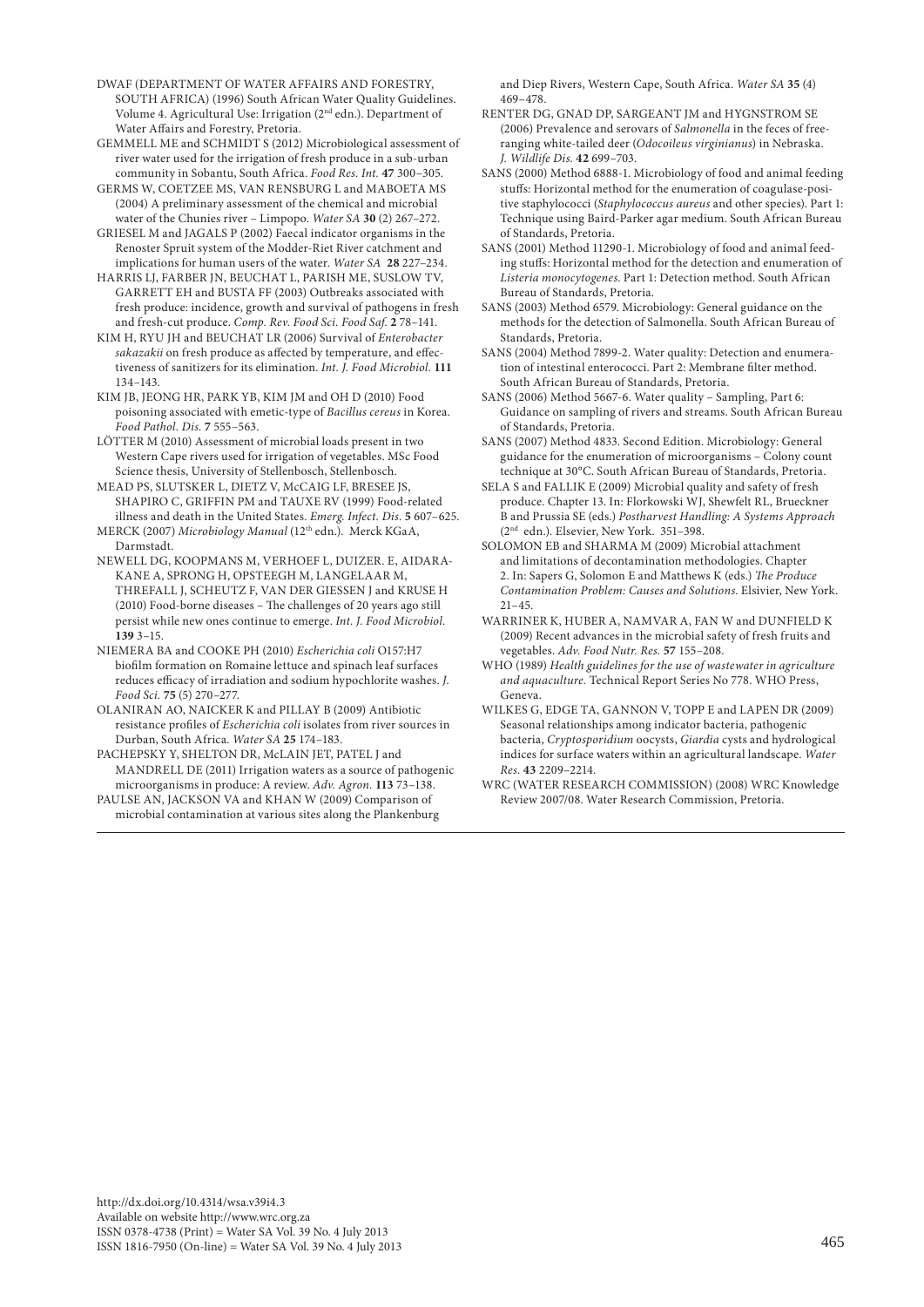DWAF (DEPARTMENT OF WATER AFFAIRS AND FORESTRY, SOUTH AFRICA) (1996) South African Water Quality Guidelines. Volume 4. Agricultural Use: Irrigation (2nd edn.). Department of Water Affairs and Forestry, Pretoria.

GEMMELL ME and SCHMIDT S (2012) Microbiological assessment of river water used for the irrigation of fresh produce in a sub-urban community in Sobantu, South Africa. *Food Res. Int.* **47** 300–305.

GERMS W, COETZEE MS, VAN RENSBURG L and MABOETA MS (2004) A preliminary assessment of the chemical and microbial water of the Chunies river – Limpopo. *Water SA* **30** (2) 267–272.

GRIESEL M and JAGALS P (2002) Faecal indicator organisms in the Renoster Spruit system of the Modder-Riet River catchment and implications for human users of the water. *Water SA* **28** 227–234.

HARRIS LJ, FARBER JN, BEUCHAT L, PARISH ME, SUSLOW TV, GARRETT EH and BUSTA FF (2003) Outbreaks associated with fresh produce: incidence, growth and survival of pathogens in fresh and fresh-cut produce. *Comp. Rev. Food Sci. Food Saf.* **2** 78–141.

KIM H, RYU JH and BEUCHAT LR (2006) Survival of *Enterobacter sakazakii* on fresh produce as affected by temperature, and effectiveness of sanitizers for its elimination. *Int. J. Food Microbiol.* **111** 134–143.

KIM JB, JEONG HR, PARK YB, KIM JM and OH D (2010) Food poisoning associated with emetic-type of *Bacillus cereus* in Korea. *Food Pathol. Dis.* **7** 555–563.

LÖTTER M (2010) Assessment of microbial loads present in two Western Cape rivers used for irrigation of vegetables. MSc Food Science thesis, University of Stellenbosch, Stellenbosch.

MEAD PS, SLUTSKER L, DIETZ V, McCAIG LF, BRESEE JS, SHAPIRO C, GRIFFIN PM and TAUXE RV (1999) Food-related illness and death in the United States. *Emerg. Infect. Dis.* **5** 607–625.

MERCK (2007) *Microbiology Manual* (12th edn.). Merck KGaA, Darmstadt.

NEWELL DG, KOOPMANS M, VERHOEF L, DUIZER. E, AIDARA-KANE A, SPRONG H, OPSTEEGH M, LANGELAAR M, THREFALL J, SCHEUTZ F, VAN DER GIESSEN J and KRUSE H (2010) Food-borne diseases – The challenges of 20 years ago still persist while new ones continue to emerge. *Int. J. Food Microbiol.* **139** 3–15.

NIEMERA BA and COOKE PH (2010) *Escherichia coli* O157:H7 biofilm formation on Romaine lettuce and spinach leaf surfaces reduces efficacy of irradiation and sodium hypochlorite washes. *J. Food Sci.* **75** (5) 270–277.

OLANIRAN AO, NAICKER K and PILLAY B (2009) Antibiotic resistance profiles of *Escherichia coli* isolates from river sources in Durban, South Africa. *Water SA* **25** 174–183.

PACHEPSKY Y, SHELTON DR, McLAIN JET, PATEL J and MANDRELL DE (2011) Irrigation waters as a source of pathogenic microorganisms in produce: A review. *Adv. Agron.* **113** 73–138.

PAULSE AN, JACKSON VA and KHAN W (2009) Comparison of microbial contamination at various sites along the Plankenburg and Diep Rivers, Western Cape, South Africa. *Water SA* **35** (4) 469–478.

RENTER DG, GNAD DP, SARGEANT JM and HYGNSTROM SE (2006) Prevalence and serovars of *Salmonella* in the feces of free-ranging white-tailed deer (*Odocoileus virginianus*) in Nebraska. *J. Wildlife Dis.* **42** 699–703.

SANS (2000) Method 6888-1. Microbiology of food and animal feeding stuffs: Horizontal method for the enumeration of coagulase-positive staphylococci (*Staphylococcus aureus* and other species). Part 1: Technique using Baird-Parker agar medium. South African Bureau of Standards, Pretoria.

SANS (2001) Method 11290-1. Microbiology of food and animal feeding stuffs: Horizontal method for the detection and enumeration of *Listeria monocytogenes*. Part 1: Detection method. South African Bureau of Standards, Pretoria.

SANS (2003) Method 6579. Microbiology: General guidance on the methods for the detection of Salmonella. South African Bureau of Standards, Pretoria.

SANS (2004) Method 7899-2. Water quality: Detection and enumeration of intestinal enterococci. Part 2: Membrane filter method. South African Bureau of Standards, Pretoria.

SANS (2006) Method 5667-6. Water quality – Sampling, Part 6: Guidance on sampling of rivers and streams. South African Bureau of Standards, Pretoria.

SANS (2007) Method 4833. Second Edition. Microbiology: General guidance for the enumeration of microorganisms – Colony count technique at 30°C. South African Bureau of Standards, Pretoria.

SELA S and FALLIK E (2009) Microbial quality and safety of fresh produce. Chapter 13. In: Florkowski WJ, Shewfelt RL, Brueckner B and Prussia SE (eds.) *Postharvest Handling: A Systems Approach* (2nd edn.). Elsevier, New York. 351–398.

SOLOMON EB and SHARMA M (2009) Microbial attachment and limitations of decontamination methodologies. Chapter 2. In: Sapers G, Solomon E and Matthews K (eds.) *The Produce Contamination Problem: Causes and Solutions*. Elsivier, New York. 21–45.

WARRINER K, HUBER A, NAMVAR A, FAN W and DUNFIELD K (2009) Recent advances in the microbial safety of fresh fruits and vegetables. *Adv. Food Nutr. Res.* **57** 155–208.

WHO (1989) *Health guidelines for the use of wastewater in agriculture and aquaculture.* Technical Report Series No 778. WHO Press, Geneva.

WILKES G, EDGE TA, GANNON V, TOPP E and LAPEN DR (2009) Seasonal relationships among indicator bacteria, pathogenic bacteria, *Cryptosporidium* oocysts, *Giardia* cysts and hydrological indices for surface waters within an agricultural landscape. *Water Res.* **43** 2209–2214.

WRC (WATER RESEARCH COMMISSION) (2008) WRC Knowledge Review 2007/08. Water Research Commission, Pretoria.